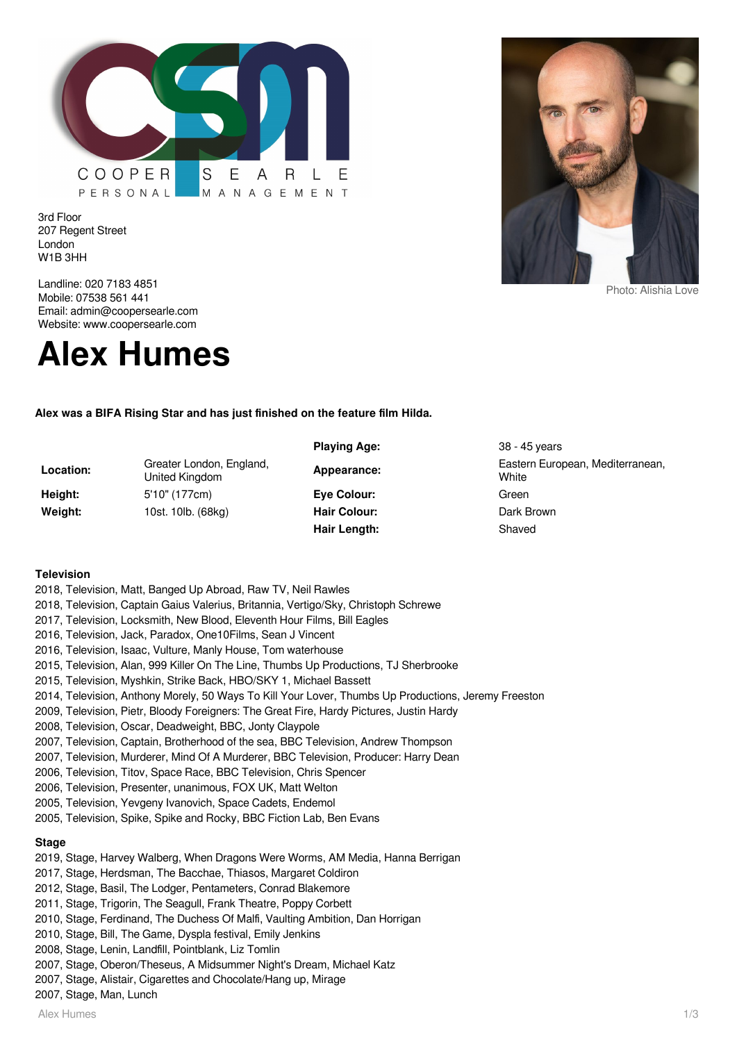COOPER SEARLE PERSONAL MANAGEMENT

3rd Floor
207 Regent Street
London
W1B 3HH

Landline: 020 7183 4851
Mobile: 07538 561 441
Email: admin@coopersearle.com
Website: www.coopersearle.com

Photo: Alishia Love

# Alex Humes

**Alex was a BIFA Rising Star and has just finished on the feature film Hilda.**

| | | | |
|---|---|---|---|
| | | **Playing Age:** | 38 - 45 years |
| **Location:** | Greater London, England, United Kingdom | **Appearance:** | Eastern European, Mediterranean, White |
| **Height:** | 5'10" (177cm) | **Eye Colour:** | Green |
| **Weight:** | 10st. 10lb. (68kg) | **Hair Colour:** | Dark Brown |
| | | **Hair Length:** | Shaved |

**Television**

2018, Television, Matt, Banged Up Abroad, Raw TV, Neil Rawles
2018, Television, Captain Gaius Valerius, Britannia, Vertigo/Sky, Christoph Schrewe
2017, Television, Locksmith, New Blood, Eleventh Hour Films, Bill Eagles
2016, Television, Jack, Paradox, One10Films, Sean J Vincent
2016, Television, Isaac, Vulture, Manly House, Tom waterhouse
2015, Television, Alan, 999 Killer On The Line, Thumbs Up Productions, TJ Sherbrooke
2015, Television, Myshkin, Strike Back, HBO/SKY 1, Michael Bassett
2014, Television, Anthony Morely, 50 Ways To Kill Your Lover, Thumbs Up Productions, Jeremy Freeston
2009, Television, Pietr, Bloody Foreigners: The Great Fire, Hardy Pictures, Justin Hardy
2008, Television, Oscar, Deadweight, BBC, Jonty Claypole
2007, Television, Captain, Brotherhood of the sea, BBC Television, Andrew Thompson
2007, Television, Murderer, Mind Of A Murderer, BBC Television, Producer: Harry Dean
2006, Television, Titov, Space Race, BBC Television, Chris Spencer
2006, Television, Presenter, unanimous, FOX UK, Matt Welton
2005, Television, Yevgeny Ivanovich, Space Cadets, Endemol
2005, Television, Spike, Spike and Rocky, BBC Fiction Lab, Ben Evans

**Stage**

2019, Stage, Harvey Walberg, When Dragons Were Worms, AM Media, Hanna Berrigan
2017, Stage, Herdsman, The Bacchae, Thiasos, Margaret Coldiron
2012, Stage, Basil, The Lodger, Pentameters, Conrad Blakemore
2011, Stage, Trigorin, The Seagull, Frank Theatre, Poppy Corbett
2010, Stage, Ferdinand, The Duchess Of Malfi, Vaulting Ambition, Dan Horrigan
2010, Stage, Bill, The Game, Dyspla festival, Emily Jenkins
2008, Stage, Lenin, Landfill, Pointblank, Liz Tomlin
2007, Stage, Oberon/Theseus, A Midsummer Night's Dream, Michael Katz
2007, Stage, Alistair, Cigarettes and Chocolate/Hang up, Mirage
2007, Stage, Man, Lunch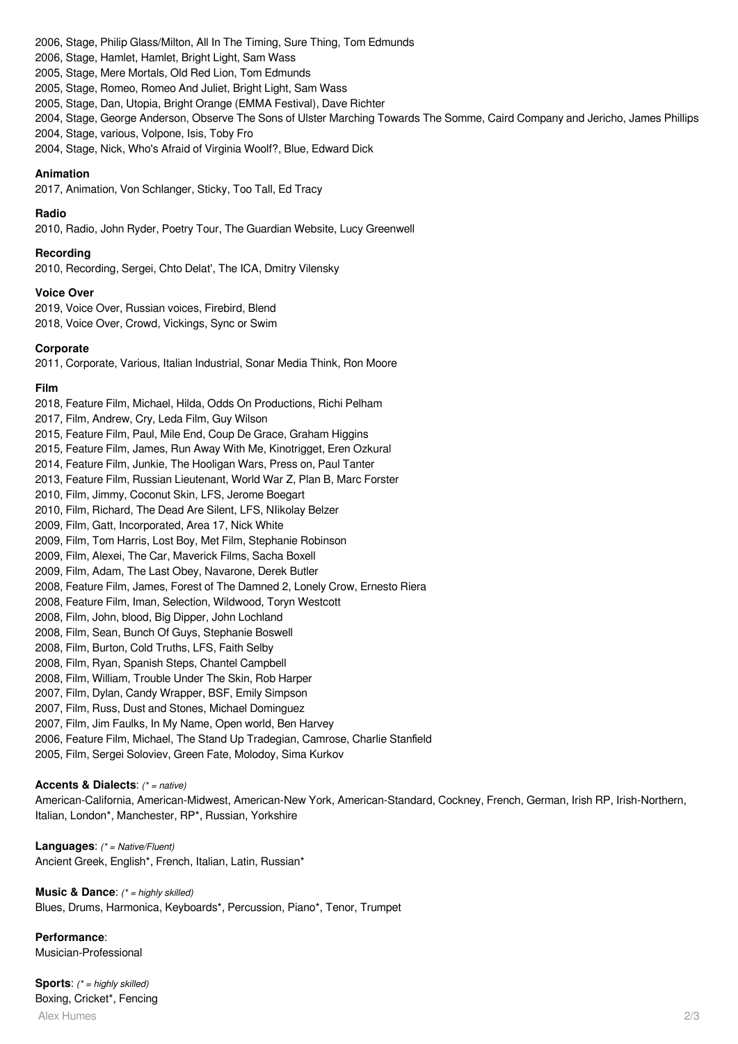2006, Stage, Philip Glass/Milton, All In The Timing, Sure Thing, Tom Edmunds
2006, Stage, Hamlet, Hamlet, Bright Light, Sam Wass
2005, Stage, Mere Mortals, Old Red Lion, Tom Edmunds
2005, Stage, Romeo, Romeo And Juliet, Bright Light, Sam Wass
2005, Stage, Dan, Utopia, Bright Orange (EMMA Festival), Dave Richter
2004, Stage, George Anderson, Observe The Sons of Ulster Marching Towards The Somme, Caird Company and Jericho, James Phillips
2004, Stage, various, Volpone, Isis, Toby Fro
2004, Stage, Nick, Who's Afraid of Virginia Woolf?, Blue, Edward Dick

**Animation**

2017, Animation, Von Schlanger, Sticky, Too Tall, Ed Tracy

**Radio**

2010, Radio, John Ryder, Poetry Tour, The Guardian Website, Lucy Greenwell

**Recording**

2010, Recording, Sergei, Chto Delat', The ICA, Dmitry Vilensky

**Voice Over**

2019, Voice Over, Russian voices, Firebird, Blend
2018, Voice Over, Crowd, Vickings, Sync or Swim

**Corporate**

2011, Corporate, Various, Italian Industrial, Sonar Media Think, Ron Moore

**Film**

2018, Feature Film, Michael, Hilda, Odds On Productions, Richi Pelham
2017, Film, Andrew, Cry, Leda Film, Guy Wilson
2015, Feature Film, Paul, Mile End, Coup De Grace, Graham Higgins
2015, Feature Film, James, Run Away With Me, Kinotrigget, Eren Ozkural
2014, Feature Film, Junkie, The Hooligan Wars, Press on, Paul Tanter
2013, Feature Film, Russian Lieutenant, World War Z, Plan B, Marc Forster
2010, Film, Jimmy, Coconut Skin, LFS, Jerome Boegart
2010, Film, Richard, The Dead Are Silent, LFS, NIikolay Belzer
2009, Film, Gatt, Incorporated, Area 17, Nick White
2009, Film, Tom Harris, Lost Boy, Met Film, Stephanie Robinson
2009, Film, Alexei, The Car, Maverick Films, Sacha Boxell
2009, Film, Adam, The Last Obey, Navarone, Derek Butler
2008, Feature Film, James, Forest of The Damned 2, Lonely Crow, Ernesto Riera
2008, Feature Film, Iman, Selection, Wildwood, Toryn Westcott
2008, Film, John, blood, Big Dipper, John Lochland
2008, Film, Sean, Bunch Of Guys, Stephanie Boswell
2008, Film, Burton, Cold Truths, LFS, Faith Selby
2008, Film, Ryan, Spanish Steps, Chantel Campbell
2008, Film, William, Trouble Under The Skin, Rob Harper
2007, Film, Dylan, Candy Wrapper, BSF, Emily Simpson
2007, Film, Russ, Dust and Stones, Michael Dominguez
2007, Film, Jim Faulks, In My Name, Open world, Ben Harvey
2006, Feature Film, Michael, The Stand Up Tradegian, Camrose, Charlie Stanfield
2005, Film, Sergei Soloviev, Green Fate, Molodoy, Sima Kurkov

**Accents & Dialects**: *(* = native)*
American-California, American-Midwest, American-New York, American-Standard, Cockney, French, German, Irish RP, Irish-Northern, Italian, London*, Manchester, RP*, Russian, Yorkshire

**Languages**: *(* = Native/Fluent)*
Ancient Greek, English*, French, Italian, Latin, Russian*

**Music & Dance**: *(* = highly skilled)*
Blues, Drums, Harmonica, Keyboards*, Percussion, Piano*, Tenor, Trumpet

**Performance**:
Musician-Professional

**Sports**: *(* = highly skilled)*
Boxing, Cricket*, Fencing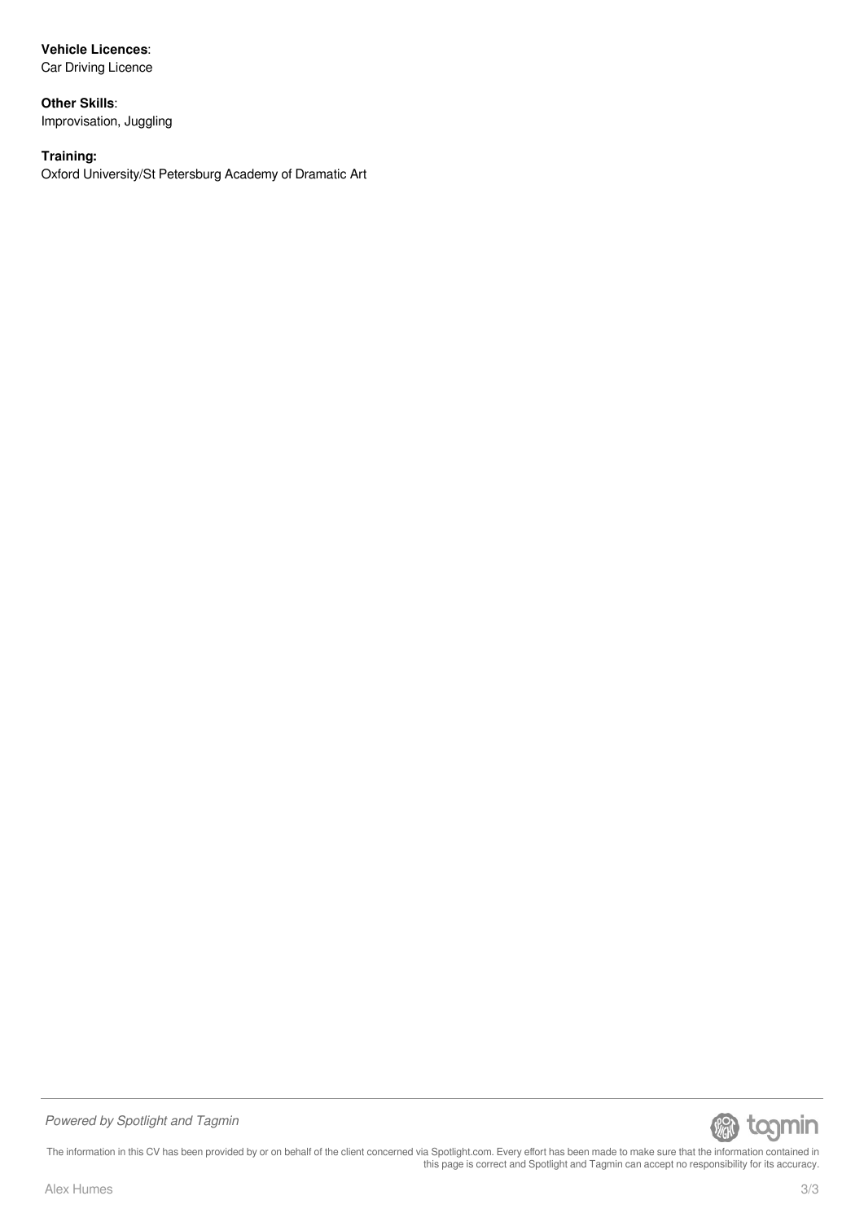**Vehicle Licences**:
Car Driving Licence

**Other Skills**:
Improvisation, Juggling

**Training:**
Oxford University/St Petersburg Academy of Dramatic Art

*Powered by Spotlight and Tagmin*

The information in this CV has been provided by or on behalf of the client concerned via Spotlight.com. Every effort has been made to make sure that the information contained in this page is correct and Spotlight and Tagmin can accept no responsibility for its accuracy.